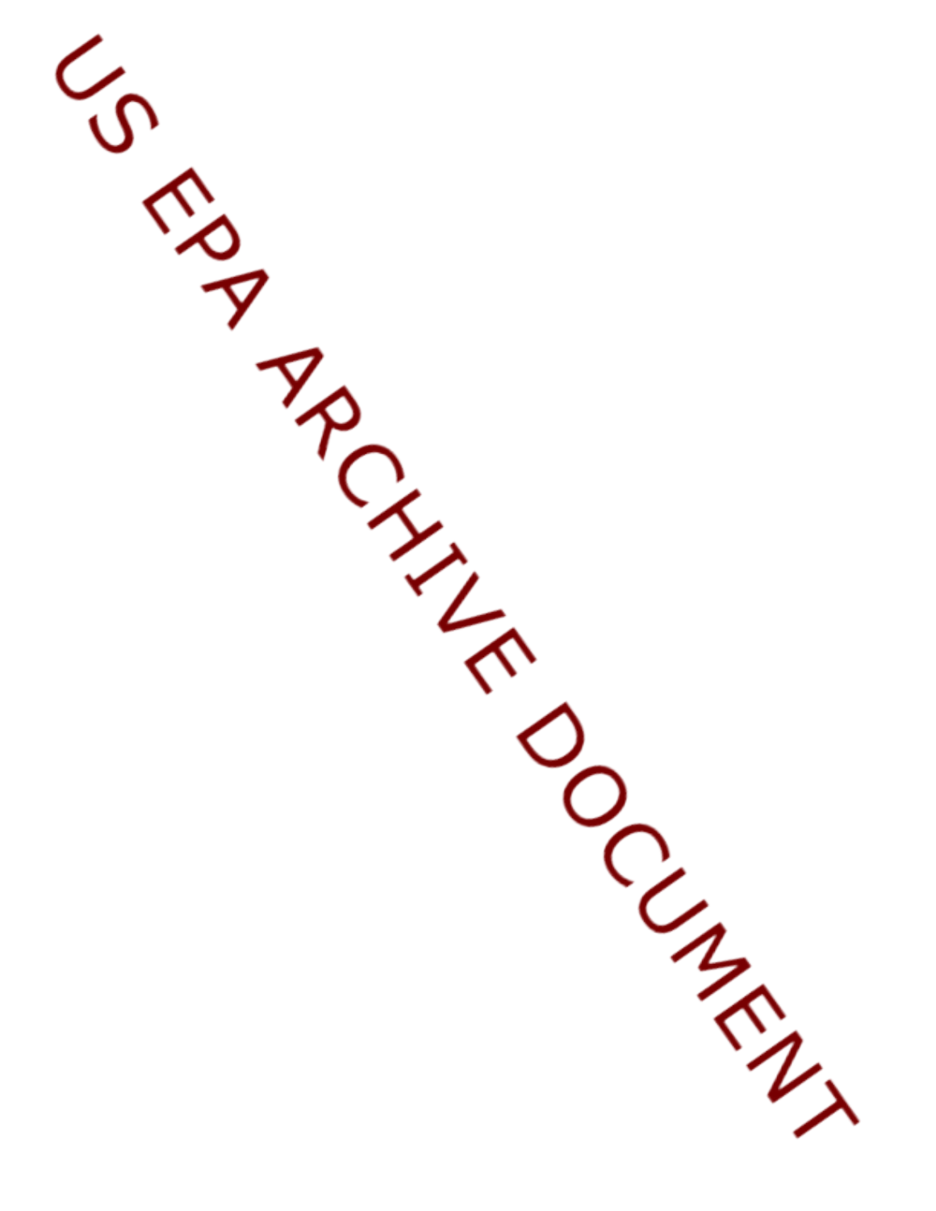US EPA ARCHIVE DOCUMENT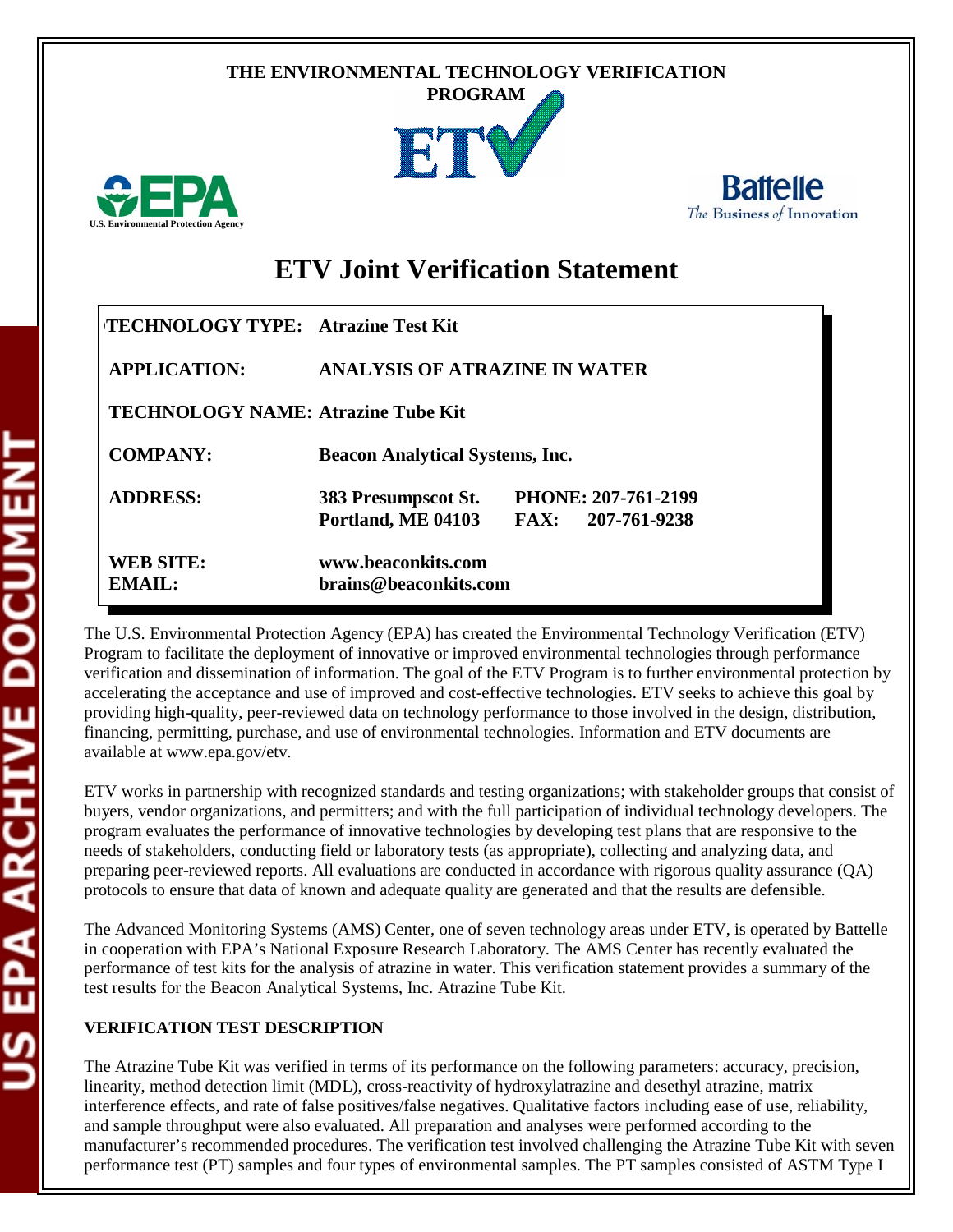THE ENVIRONMENTAL TECHNOLOGY VERIFICATION PROGRAM

# ETV Joint Verification Statement

| | | |
|---|---|---|
| **TECHNOLOGY TYPE:** | **Atrazine Test Kit** | |
| **APPLICATION:** | **ANALYSIS OF ATRAZINE IN WATER** | |
| **TECHNOLOGY NAME:** | **Atrazine Tube Kit** | |
| **COMPANY:** | **Beacon Analytical Systems, Inc.** | |
| **ADDRESS:** | **383 Presumpscot St.**<br>**Portland, ME 04103** | **PHONE: 207-761-2199**<br>**FAX: 207-761-9238** |
| **WEB SITE:**<br>**EMAIL:** | **www.beaconkits.com**<br>**brains@beaconkits.com** | |

The U.S. Environmental Protection Agency (EPA) has created the Environmental Technology Verification (ETV) Program to facilitate the deployment of innovative or improved environmental technologies through performance verification and dissemination of information. The goal of the ETV Program is to further environmental protection by accelerating the acceptance and use of improved and cost-effective technologies. ETV seeks to achieve this goal by providing high-quality, peer-reviewed data on technology performance to those involved in the design, distribution, financing, permitting, purchase, and use of environmental technologies. Information and ETV documents are available at www.epa.gov/etv.

ETV works in partnership with recognized standards and testing organizations; with stakeholder groups that consist of buyers, vendor organizations, and permitters; and with the full participation of individual technology developers. The program evaluates the performance of innovative technologies by developing test plans that are responsive to the needs of stakeholders, conducting field or laboratory tests (as appropriate), collecting and analyzing data, and preparing peer-reviewed reports. All evaluations are conducted in accordance with rigorous quality assurance (QA) protocols to ensure that data of known and adequate quality are generated and that the results are defensible.

The Advanced Monitoring Systems (AMS) Center, one of seven technology areas under ETV, is operated by Battelle in cooperation with EPA's National Exposure Research Laboratory. The AMS Center has recently evaluated the performance of test kits for the analysis of atrazine in water. This verification statement provides a summary of the test results for the Beacon Analytical Systems, Inc. Atrazine Tube Kit.

**VERIFICATION TEST DESCRIPTION**

The Atrazine Tube Kit was verified in terms of its performance on the following parameters: accuracy, precision, linearity, method detection limit (MDL), cross-reactivity of hydroxylatrazine and desethyl atrazine, matrix interference effects, and rate of false positives/false negatives. Qualitative factors including ease of use, reliability, and sample throughput were also evaluated. All preparation and analyses were performed according to the manufacturer's recommended procedures. The verification test involved challenging the Atrazine Tube Kit with seven performance test (PT) samples and four types of environmental samples. The PT samples consisted of ASTM Type I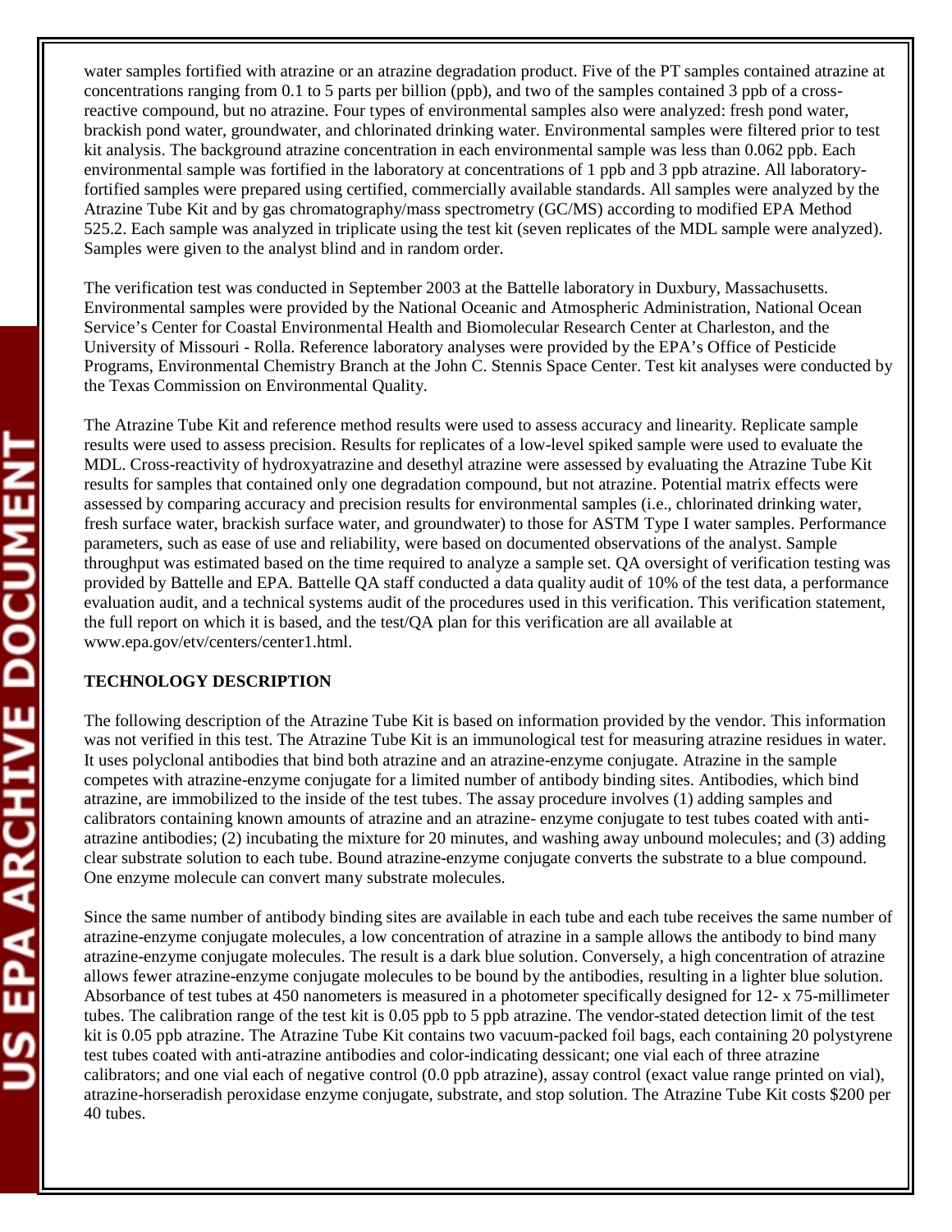water samples fortified with atrazine or an atrazine degradation product. Five of the PT samples contained atrazine at concentrations ranging from 0.1 to 5 parts per billion (ppb), and two of the samples contained 3 ppb of a cross-reactive compound, but no atrazine. Four types of environmental samples also were analyzed: fresh pond water, brackish pond water, groundwater, and chlorinated drinking water. Environmental samples were filtered prior to test kit analysis. The background atrazine concentration in each environmental sample was less than 0.062 ppb. Each environmental sample was fortified in the laboratory at concentrations of 1 ppb and 3 ppb atrazine. All laboratory-fortified samples were prepared using certified, commercially available standards. All samples were analyzed by the Atrazine Tube Kit and by gas chromatography/mass spectrometry (GC/MS) according to modified EPA Method 525.2. Each sample was analyzed in triplicate using the test kit (seven replicates of the MDL sample were analyzed). Samples were given to the analyst blind and in random order.

The verification test was conducted in September 2003 at the Battelle laboratory in Duxbury, Massachusetts. Environmental samples were provided by the National Oceanic and Atmospheric Administration, National Ocean Service's Center for Coastal Environmental Health and Biomolecular Research Center at Charleston, and the University of Missouri - Rolla. Reference laboratory analyses were provided by the EPA's Office of Pesticide Programs, Environmental Chemistry Branch at the John C. Stennis Space Center. Test kit analyses were conducted by the Texas Commission on Environmental Quality.

The Atrazine Tube Kit and reference method results were used to assess accuracy and linearity. Replicate sample results were used to assess precision. Results for replicates of a low-level spiked sample were used to evaluate the MDL. Cross-reactivity of hydroxyatrazine and desethyl atrazine were assessed by evaluating the Atrazine Tube Kit results for samples that contained only one degradation compound, but not atrazine. Potential matrix effects were assessed by comparing accuracy and precision results for environmental samples (i.e., chlorinated drinking water, fresh surface water, brackish surface water, and groundwater) to those for ASTM Type I water samples. Performance parameters, such as ease of use and reliability, were based on documented observations of the analyst. Sample throughput was estimated based on the time required to analyze a sample set. QA oversight of verification testing was provided by Battelle and EPA. Battelle QA staff conducted a data quality audit of 10% of the test data, a performance evaluation audit, and a technical systems audit of the procedures used in this verification. This verification statement, the full report on which it is based, and the test/QA plan for this verification are all available at www.epa.gov/etv/centers/center1.html.

**TECHNOLOGY DESCRIPTION**

The following description of the Atrazine Tube Kit is based on information provided by the vendor. This information was not verified in this test. The Atrazine Tube Kit is an immunological test for measuring atrazine residues in water. It uses polyclonal antibodies that bind both atrazine and an atrazine-enzyme conjugate. Atrazine in the sample competes with atrazine-enzyme conjugate for a limited number of antibody binding sites. Antibodies, which bind atrazine, are immobilized to the inside of the test tubes. The assay procedure involves (1) adding samples and calibrators containing known amounts of atrazine and an atrazine- enzyme conjugate to test tubes coated with anti-atrazine antibodies; (2) incubating the mixture for 20 minutes, and washing away unbound molecules; and (3) adding clear substrate solution to each tube. Bound atrazine-enzyme conjugate converts the substrate to a blue compound. One enzyme molecule can convert many substrate molecules.

Since the same number of antibody binding sites are available in each tube and each tube receives the same number of atrazine-enzyme conjugate molecules, a low concentration of atrazine in a sample allows the antibody to bind many atrazine-enzyme conjugate molecules. The result is a dark blue solution. Conversely, a high concentration of atrazine allows fewer atrazine-enzyme conjugate molecules to be bound by the antibodies, resulting in a lighter blue solution. Absorbance of test tubes at 450 nanometers is measured in a photometer specifically designed for 12- x 75-millimeter tubes. The calibration range of the test kit is 0.05 ppb to 5 ppb atrazine. The vendor-stated detection limit of the test kit is 0.05 ppb atrazine. The Atrazine Tube Kit contains two vacuum-packed foil bags, each containing 20 polystyrene test tubes coated with anti-atrazine antibodies and color-indicating dessicant; one vial each of three atrazine calibrators; and one vial each of negative control (0.0 ppb atrazine), assay control (exact value range printed on vial), atrazine-horseradish peroxidase enzyme conjugate, substrate, and stop solution. The Atrazine Tube Kit costs $200 per 40 tubes.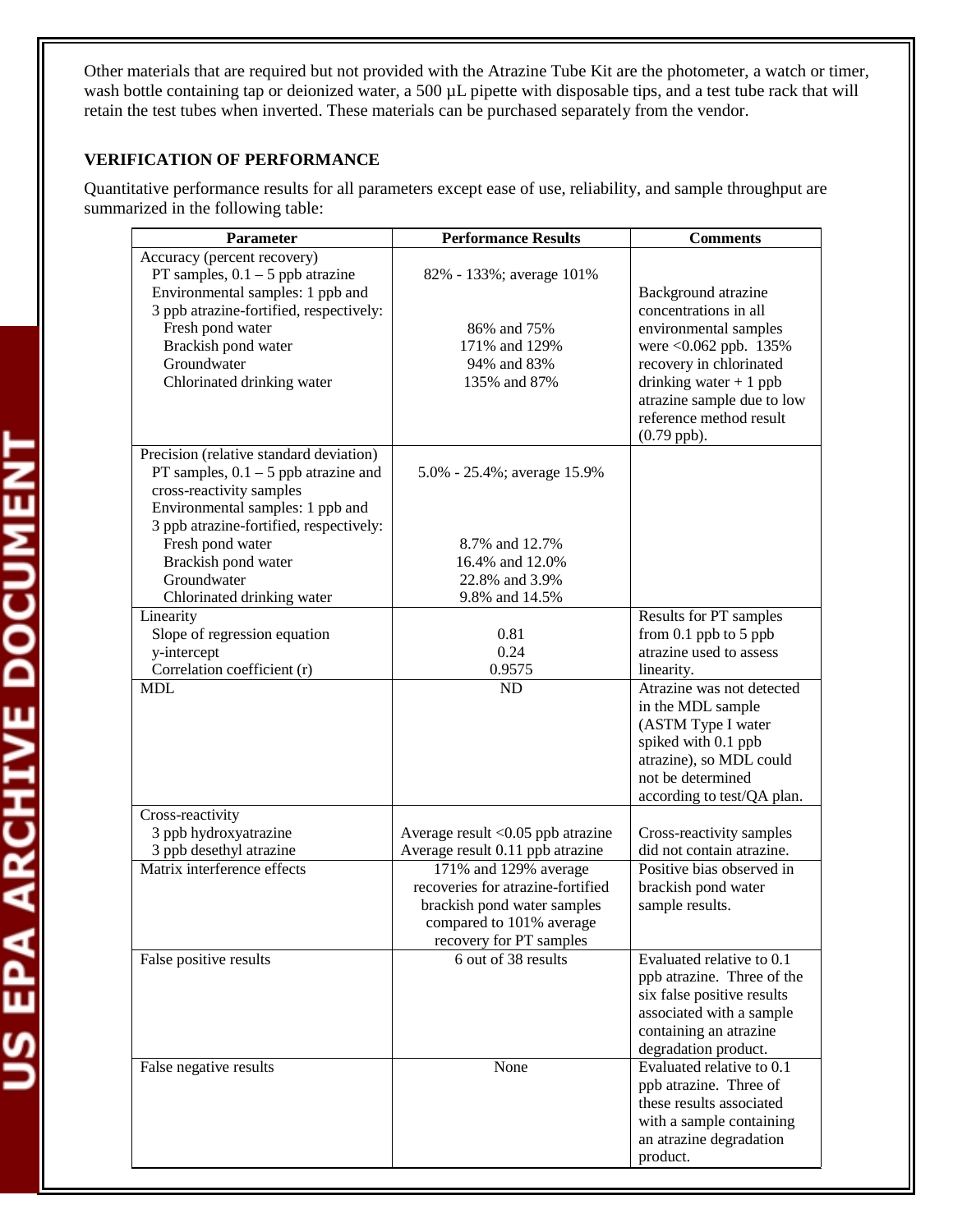Other materials that are required but not provided with the Atrazine Tube Kit are the photometer, a watch or timer, wash bottle containing tap or deionized water, a 500 µL pipette with disposable tips, and a test tube rack that will retain the test tubes when inverted. These materials can be purchased separately from the vendor.

**VERIFICATION OF PERFORMANCE**

Quantitative performance results for all parameters except ease of use, reliability, and sample throughput are summarized in the following table:

| Parameter | Performance Results | Comments |
|---|---|---|
| Accuracy (percent recovery)<br>PT samples, 0.1 – 5 ppb atrazine<br>Environmental samples: 1 ppb and 3 ppb atrazine-fortified, respectively:<br>Fresh pond water<br>Brackish pond water<br>Groundwater<br>Chlorinated drinking water | <br>82% - 133%; average 101%<br><br><br>86% and 75%<br>171% and 129%<br>94% and 83%<br>135% and 87% | Background atrazine concentrations in all environmental samples were <0.062 ppb. 135% recovery in chlorinated drinking water + 1 ppb atrazine sample due to low reference method result (0.79 ppb). |
| Precision (relative standard deviation)<br>PT samples, 0.1 – 5 ppb atrazine and cross-reactivity samples<br>Environmental samples: 1 ppb and 3 ppb atrazine-fortified, respectively:<br>Fresh pond water<br>Brackish pond water<br>Groundwater<br>Chlorinated drinking water | <br>5.0% - 25.4%; average 15.9%<br><br><br>8.7% and 12.7%<br>16.4% and 12.0%<br>22.8% and 3.9%<br>9.8% and 14.5% | |
| Linearity<br>Slope of regression equation<br>y-intercept<br>Correlation coefficient (r) | <br>0.81<br>0.24<br>0.9575 | Results for PT samples from 0.1 ppb to 5 ppb atrazine used to assess linearity. |
| MDL | ND | Atrazine was not detected in the MDL sample (ASTM Type I water spiked with 0.1 ppb atrazine), so MDL could not be determined according to test/QA plan. |
| Cross-reactivity<br>3 ppb hydroxyatrazine<br>3 ppb desethyl atrazine | <br>Average result <0.05 ppb atrazine<br>Average result 0.11 ppb atrazine | Cross-reactivity samples did not contain atrazine. |
| Matrix interference effects | 171% and 129% average recoveries for atrazine-fortified brackish pond water samples compared to 101% average recovery for PT samples | Positive bias observed in brackish pond water sample results. |
| False positive results | 6 out of 38 results | Evaluated relative to 0.1 ppb atrazine. Three of the six false positive results associated with a sample containing an atrazine degradation product. |
| False negative results | None | Evaluated relative to 0.1 ppb atrazine. Three of these results associated with a sample containing an atrazine degradation product. |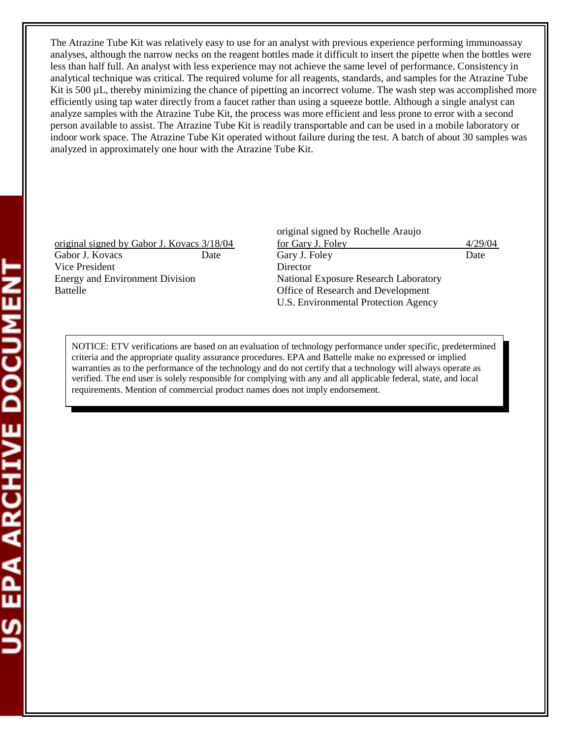The Atrazine Tube Kit was relatively easy to use for an analyst with previous experience performing immunoassay analyses, although the narrow necks on the reagent bottles made it difficult to insert the pipette when the bottles were less than half full. An analyst with less experience may not achieve the same level of performance. Consistency in analytical technique was critical. The required volume for all reagents, standards, and samples for the Atrazine Tube Kit is 500 µL, thereby minimizing the chance of pipetting an incorrect volume. The wash step was accomplished more efficiently using tap water directly from a faucet rather than using a squeeze bottle. Although a single analyst can analyze samples with the Atrazine Tube Kit, the process was more efficient and less prone to error with a second person available to assist. The Atrazine Tube Kit is readily transportable and can be used in a mobile laboratory or indoor work space. The Atrazine Tube Kit operated without failure during the test. A batch of about 30 samples was analyzed in approximately one hour with the Atrazine Tube Kit.

original signed by Gabor J. Kovacs 3/18/04
Gabor J. Kovacs                    Date
Vice President
Energy and Environment Division
Battelle

original signed by Rochelle Araujo
for Gary J. Foley                    4/29/04
Gary J. Foley                    Date
Director
National Exposure Research Laboratory
Office of Research and Development
U.S. Environmental Protection Agency

NOTICE: ETV verifications are based on an evaluation of technology performance under specific, predetermined criteria and the appropriate quality assurance procedures. EPA and Battelle make no expressed or implied warranties as to the performance of the technology and do not certify that a technology will always operate as verified. The end user is solely responsible for complying with any and all applicable federal, state, and local requirements. Mention of commercial product names does not imply endorsement.